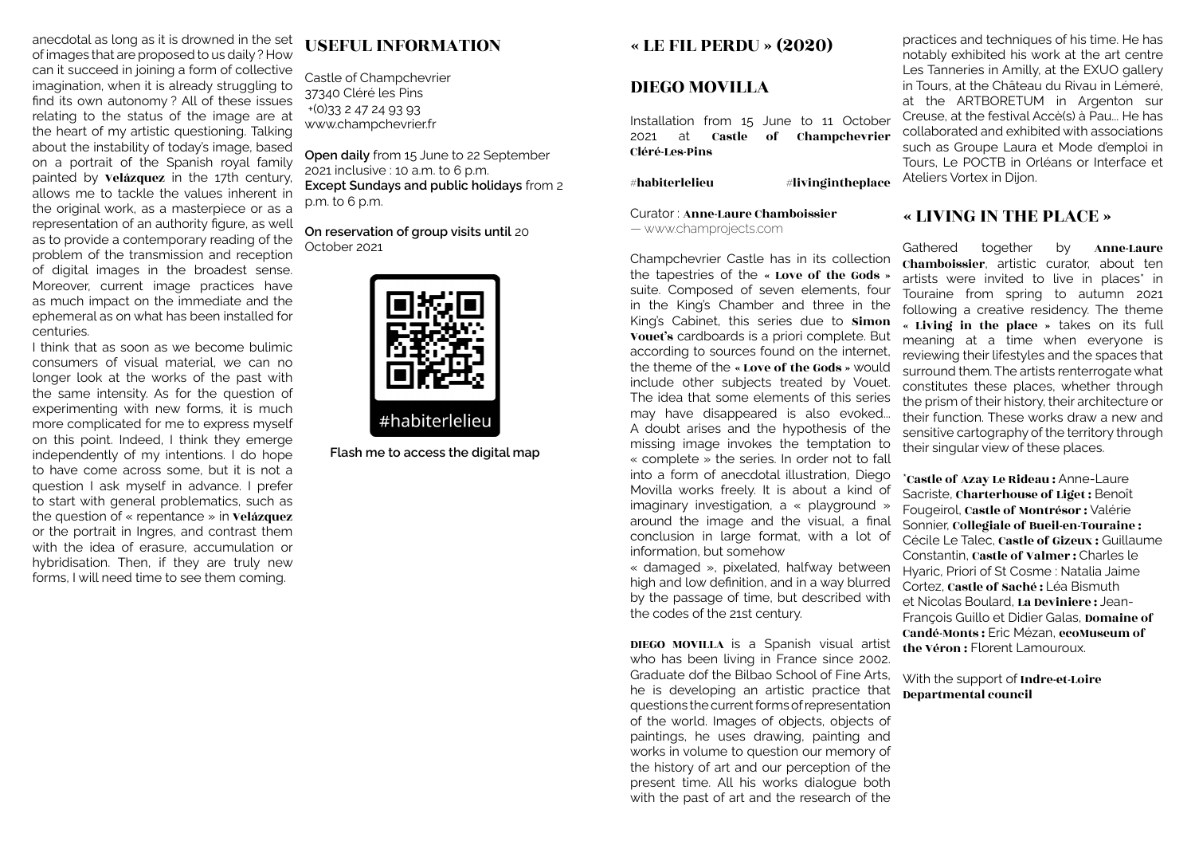anecdotal as long as it is drowned in the set of images that are proposed to us daily ? How can it succeed in joining a form of collective imagination, when it is already struggling to find its own autonomy ? All of these issues relating to the status of the image are at the heart of my artistic questioning. Talking about the instability of today's image, based on a portrait of the Spanish royal family painted by **Velázquez** in the 17th century, allows me to tackle the values inherent in the original work, as a masterpiece or as a representation of an authority figure, as well as to provide a contemporary reading of the problem of the transmission and reception of digital images in the broadest sense. Moreover, current image practices have as much impact on the immediate and the ephemeral as on what has been installed for centuries.

I think that as soon as we become bulimic consumers of visual material, we can no longer look at the works of the past with the same intensity. As for the question of experimenting with new forms, it is much more complicated for me to express myself on this point. Indeed, I think they emerge independently of my intentions. I do hope to have come across some, but it is not a question I ask myself in advance. I prefer to start with general problematics, such as the question of « repentance » in **Velázquez** or the portrait in Ingres, and contrast them with the idea of erasure, accumulation or hybridisation. Then, if they are truly new forms, I will need time to see them coming.

## USEFUL INFORMATION

Castle of Champchevrier
37340 Cléré les Pins
+(0)33 2 47 24 93 93
www.champchevrier.fr

**Open daily** from 15 June to 22 September 2021 inclusive : 10 a.m. to 6 p.m.
**Except Sundays and public holidays** from 2 p.m. to 6 p.m.

**On reservation of group visits until** 20 October 2021

#habiterlelieu

**Flash me to access the digital map**

## « LE FIL PERDU » (2020)

## DIEGO MOVILLA

Installation from 15 June to 11 October 2021 at **Castle of Champchevrier Cléré-Les-Pins**

#**habiterlelieu** #**livingintheplace**

Curator : **Anne-Laure Chamboissier**
— www.champrojects.com

Champchevrier Castle has in its collection the tapestries of the **« Love of the Gods »** suite. Composed of seven elements, four in the King's Chamber and three in the King's Cabinet, this series due to **Simon Vouet's** cardboards is a priori complete. But according to sources found on the internet, the theme of the **« Love of the Gods »** would include other subjects treated by Vouet. The idea that some elements of this series may have disappeared is also evoked... A doubt arises and the hypothesis of the missing image invokes the temptation to « complete » the series. In order not to fall into a form of anecdotal illustration, Diego Movilla works freely. It is about a kind of imaginary investigation, a « playground » around the image and the visual, a final conclusion in large format, with a lot of information, but somehow
« damaged », pixelated, halfway between high and low definition, and in a way blurred by the passage of time, but described with the codes of the 21st century.

**DIEGO MOVILLA** is a Spanish visual artist who has been living in France since 2002. Graduate dof the Bilbao School of Fine Arts, he is developing an artistic practice that questions the current forms of representation of the world. Images of objects, objects of paintings, he uses drawing, painting and works in volume to question our memory of the history of art and our perception of the present time. All his works dialogue both with the past of art and the research of the practices and techniques of his time. He has notably exhibited his work at the art centre Les Tanneries in Amilly, at the EXUO gallery in Tours, at the Château du Rivau in Lémeré, at the ARTBORETUM in Argenton sur Creuse, at the festival Accè(s) à Pau... He has collaborated and exhibited with associations such as Groupe Laura et Mode d'emploi in Tours, Le POCTB in Orléans or Interface et Ateliers Vortex in Dijon.

## « LIVING IN THE PLACE »

Gathered together by **Anne-Laure Chamboissier**, artistic curator, about ten artists were invited to live in places* in Touraine from spring to autumn 2021 following a creative residency. The theme **« Living in the place »** takes on its full meaning at a time when everyone is reviewing their lifestyles and the spaces that surround them. The artists renterrogate what constitutes these places, whether through the prism of their history, their architecture or their function. These works draw a new and sensitive cartography of the territory through their singular view of these places.

***Castle of Azay Le Rideau :** Anne-Laure Sacriste, **Charterhouse of Liget :** Benoît Fougeirol, **Castle of Montrésor :** Valérie Sonnier, **Collegiale of Bueil-en-Touraine :** Cécile Le Talec, **Castle of Gizeux :** Guillaume Constantin, **Castle of Valmer :** Charles le Hyaric, Priori of St Cosme : Natalia Jaime Cortez, **Castle of Saché :** Léa Bismuth et Nicolas Boulard, **La Deviniere :** Jean-François Guillo et Didier Galas, **Domaine of Candé-Monts :** Eric Mézan, **ecoMuseum of the Véron :** Florent Lamouroux.

With the support of **Indre-et-Loire Departmental council**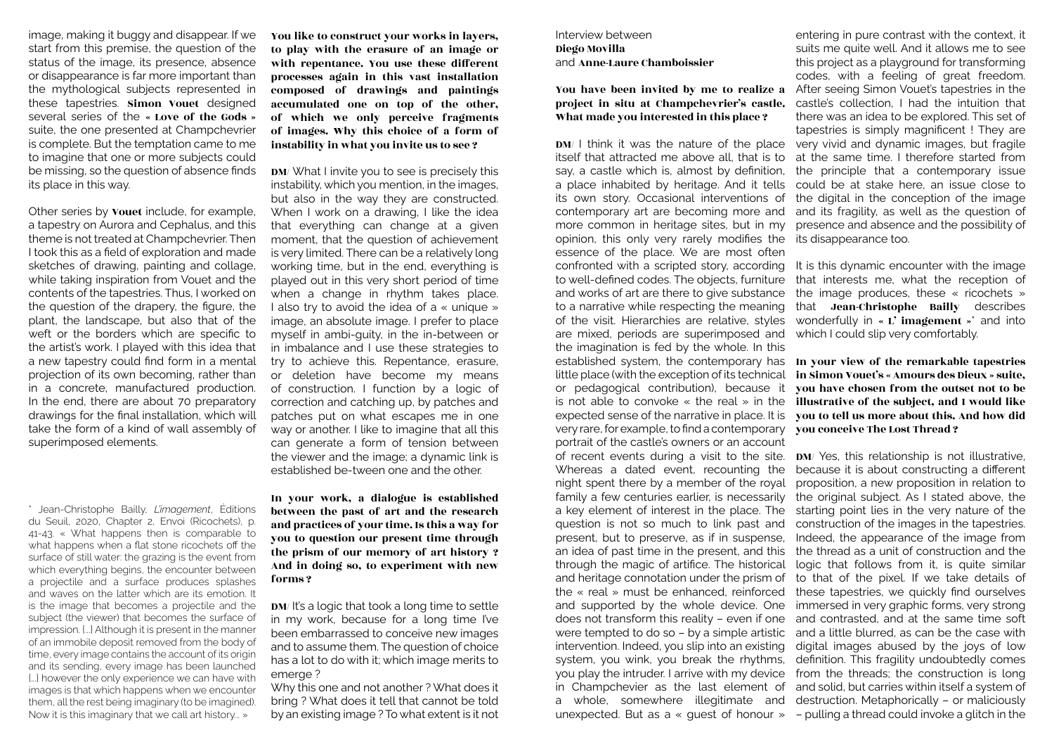Interview between
**Diego Movilla**
and **Anne-Laure Chamboissier**

**You have been invited by me to realize a project in situ at Champchevrier's castle. What made you interested in this place ?**

**DM/** I think it was the nature of the place itself that attracted me above all, that is to say, a castle which is, almost by definition, a place inhabited by heritage. And it tells its own story. Occasional interventions of contemporary art are becoming more and more common in heritage sites, but in my opinion, this only very rarely modifies the essence of the place. We are most often confronted with a scripted story, according to well-defined codes. The objects, furniture and works of art are there to give substance to a narrative while respecting the meaning of the visit. Hierarchies are relative, styles are mixed, periods are superimposed and the imagination is fed by the whole. In this established system, the contemporary has little place (with the exception of its technical or pedagogical contribution), because it is not able to convoke « the real » in the expected sense of the narrative in place. It is very rare, for example, to find a contemporary portrait of the castle's owners or an account of recent events during a visit to the site. Whereas a dated event, recounting the night spent there by a member of the royal family a few centuries earlier, is necessarily a key element of interest in the place. The question is not so much to link past and present, but to preserve, as if in suspense, an idea of past time in the present, and this through the magic of artifice. The historical and heritage connotation under the prism of the « real » must be enhanced, reinforced and supported by the whole device. One does not transform this reality – even if one were tempted to do so – by a simple artistic intervention. Indeed, you slip into an existing system, you wink, you break the rhythms, you play the intruder. I arrive with my device in Champchevier as the last element of a whole, somewhere illegitimate and unexpected. But as a « guest of honour » entering in pure contrast with the context, it suits me quite well. And it allows me to see this project as a playground for transforming codes, with a feeling of great freedom. After seeing Simon Vouet's tapestries in the castle's collection, I had the intuition that there was an idea to be explored. This set of tapestries is simply magnificent ! They are very vivid and dynamic images, but fragile at the same time. I therefore started from the principle that a contemporary issue could be at stake here, an issue close to the digital in the conception of the image and its fragility, as well as the question of presence and absence and the possibility of its disappearance too.

It is this dynamic encounter with the image that interests me, what the reception of the image produces, these « ricochets » that **Jean-Christophe Bailly** describes wonderfully in **« L' imagement »*** and into which I could slip very comfortably.

**In your view of the remarkable tapestries in Simon Vouet's « Amours des Dieux » suite, you have chosen from the outset not to be illustrative of the subject, and I would like you to tell us more about this. And how did you conceive The Lost Thread ?**

**DM/** Yes, this relationship is not illustrative, because it is about constructing a different proposition, a new proposition in relation to the original subject. As I stated above, the starting point lies in the very nature of the construction of the images in the tapestries. Indeed, the appearance of the image from the thread as a unit of construction and the logic that follows from it, is quite similar to that of the pixel. If we take details of these tapestries, we quickly find ourselves immersed in very graphic forms, very strong and contrasted, and at the same time soft and a little blurred, as can be the case with digital images abused by the joys of low definition. This fragility undoubtedly comes from the threads; the construction is long and solid, but carries within itself a system of destruction. Metaphorically – or maliciously – pulling a thread could invoke a glitch in the image, making it buggy and disappear. If we start from this premise, the question of the status of the image, its presence, absence or disappearance is far more important than the mythological subjects represented in these tapestries. **Simon Vouet** designed several series of the **« Love of the Gods »** suite, the one presented at Champchevrier is complete. But the temptation came to me to imagine that one or more subjects could be missing, so the question of absence finds its place in this way.

Other series by **Vouet** include, for example, a tapestry on Aurora and Cephalus, and this theme is not treated at Champchevrier. Then I took this as a field of exploration and made sketches of drawing, painting and collage, while taking inspiration from Vouet and the contents of the tapestries. Thus, I worked on the question of the drapery, the figure, the plant, the landscape, but also that of the weft or the borders which are specific to the artist's work. I played with this idea that a new tapestry could find form in a mental projection of its own becoming, rather than in a concrete, manufactured production. In the end, there are about 70 preparatory drawings for the final installation, which will take the form of a kind of wall assembly of superimposed elements.

**You like to construct your works in layers, to play with the erasure of an image or with repentance. You use these different processes again in this vast installation composed of drawings and paintings accumulated one on top of the other, of which we only perceive fragments of images. Why this choice of a form of instability in what you invite us to see ?**

**DM/** What I invite you to see is precisely this instability, which you mention, in the images, but also in the way they are constructed. When I work on a drawing, I like the idea that everything can change at a given moment, that the question of achievement is very limited. There can be a relatively long working time, but in the end, everything is played out in this very short period of time when a change in rhythm takes place. I also try to avoid the idea of a « unique » image, an absolute image. I prefer to place myself in ambi-guity, in the in-between or in imbalance and I use these strategies to try to achieve this. Repentance, erasure, or deletion have become my means of construction. I function by a logic of correction and catching up, by patches and patches put on what escapes me in one way or another. I like to imagine that all this can generate a form of tension between the viewer and the image; a dynamic link is established be-tween one and the other.

**In your work, a dialogue is established between the past of art and the research and practices of your time. Is this a way for you to question our present time through the prism of our memory of art history ? And in doing so, to experiment with new forms ?**

**DM/** It's a logic that took a long time to settle in my work, because for a long time I've been embarrassed to conceive new images and to assume them. The question of choice has a lot to do with it; which image merits to emerge ?
Why this one and not another ? What does it bring ? What does it tell that cannot be told by an existing image ? To what extent is it not

\* Jean-Christophe Bailly, *L'imagement*, Éditions du Seuil, 2020, Chapter 2, Envoi (Ricochets), p. 41-43. « What happens then is comparable to what happens when a flat stone ricochets off the surface of still water: the grazing is the event from which everything begins, the encounter between a projectile and a surface produces splashes and waves on the latter which are its emotion. It is the image that becomes a projectile and the subject (the viewer) that becomes the surface of impression. [...] Although it is present in the manner of an immobile deposit removed from the body of time, every image contains the account of its origin and its sending, every image has been launched [...] however the only experience we can have with images is that which happens when we encounter them, all the rest being imaginary (to be imagined). Now it is this imaginary that we call art history... »